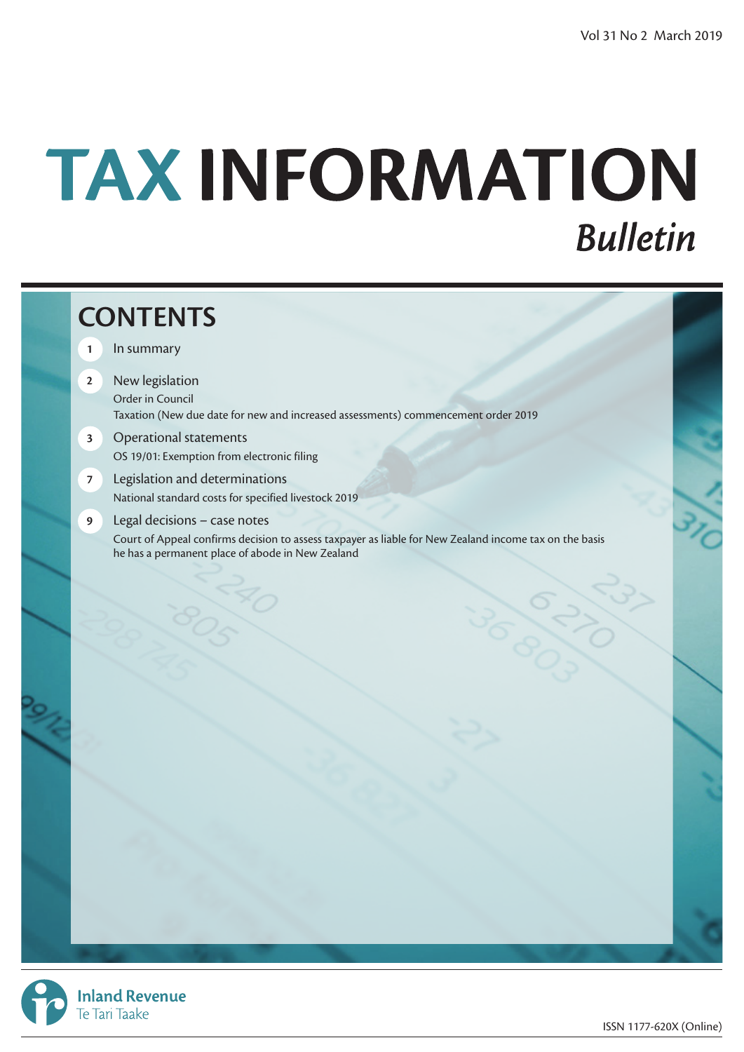Vol 31 No 2 March 2019

# TAX INFORMATION

## *Bulletin*

## CONTENTS

**1** In summary

**2** New legislation
Order in Council
Taxation (New due date for new and increased assessments) commencement order 2019

**3** Operational statements
OS 19/01: Exemption from electronic filing

**7** Legislation and determinations
National standard costs for specified livestock 2019

**9** Legal decisions – case notes
Court of Appeal confirms decision to assess taxpayer as liable for New Zealand income tax on the basis he has a permanent place of abode in New Zealand

Inland Revenue
Te Tari Taake

ISSN 1177-620X (Online)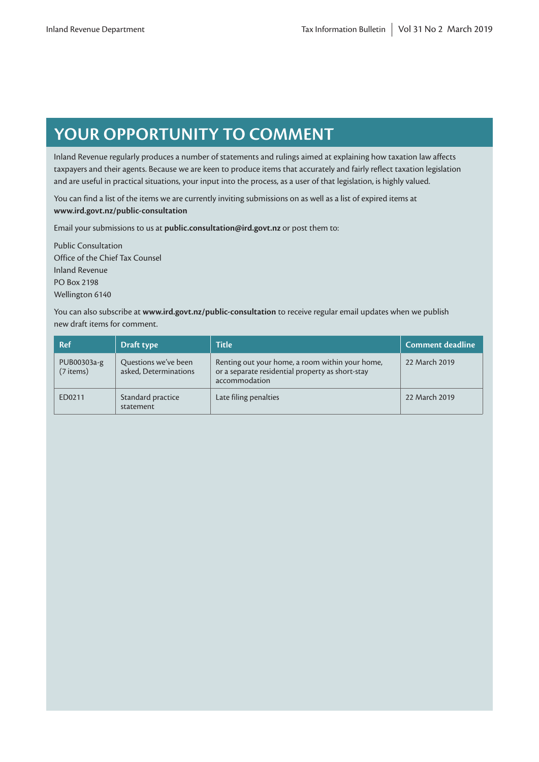# YOUR OPPORTUNITY TO COMMENT

Inland Revenue regularly produces a number of statements and rulings aimed at explaining how taxation law affects taxpayers and their agents. Because we are keen to produce items that accurately and fairly reflect taxation legislation and are useful in practical situations, your input into the process, as a user of that legislation, is highly valued.

You can find a list of the items we are currently inviting submissions on as well as a list of expired items at **www.ird.govt.nz/public-consultation**

Email your submissions to us at **public.consultation@ird.govt.nz** or post them to:

Public Consultation
Office of the Chief Tax Counsel
Inland Revenue
PO Box 2198
Wellington 6140

You can also subscribe at **www.ird.govt.nz/public-consultation** to receive regular email updates when we publish new draft items for comment.

| Ref | Draft type | Title | Comment deadline |
|---|---|---|---|
| PUB00303a-g (7 items) | Questions we've been asked, Determinations | Renting out your home, a room within your home, or a separate residential property as short-stay accommodation | 22 March 2019 |
| ED0211 | Standard practice statement | Late filing penalties | 22 March 2019 |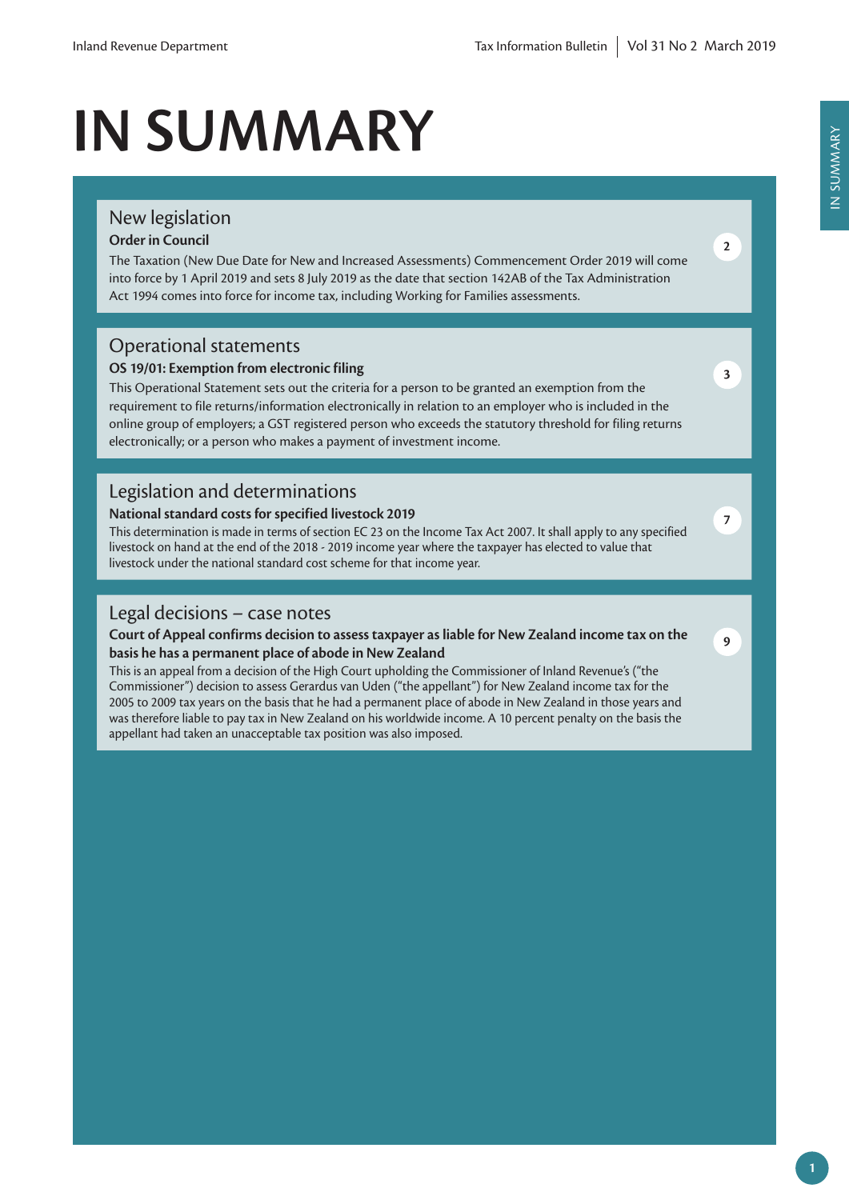# IN SUMMARY

## New legislation

**Order in Council**

The Taxation (New Due Date for New and Increased Assessments) Commencement Order 2019 will come into force by 1 April 2019 and sets 8 July 2019 as the date that section 142AB of the Tax Administration Act 1994 comes into force for income tax, including Working for Families assessments.

2

## Operational statements

**OS 19/01: Exemption from electronic filing**

This Operational Statement sets out the criteria for a person to be granted an exemption from the requirement to file returns/information electronically in relation to an employer who is included in the online group of employers; a GST registered person who exceeds the statutory threshold for filing returns electronically; or a person who makes a payment of investment income.

3

## Legislation and determinations

**National standard costs for specified livestock 2019**

This determination is made in terms of section EC 23 on the Income Tax Act 2007. It shall apply to any specified livestock on hand at the end of the 2018 - 2019 income year where the taxpayer has elected to value that livestock under the national standard cost scheme for that income year.

7

## Legal decisions – case notes

**Court of Appeal confirms decision to assess taxpayer as liable for New Zealand income tax on the basis he has a permanent place of abode in New Zealand**

This is an appeal from a decision of the High Court upholding the Commissioner of Inland Revenue's ("the Commissioner") decision to assess Gerardus van Uden ("the appellant") for New Zealand income tax for the 2005 to 2009 tax years on the basis that he had a permanent place of abode in New Zealand in those years and was therefore liable to pay tax in New Zealand on his worldwide income. A 10 percent penalty on the basis the appellant had taken an unacceptable tax position was also imposed.

9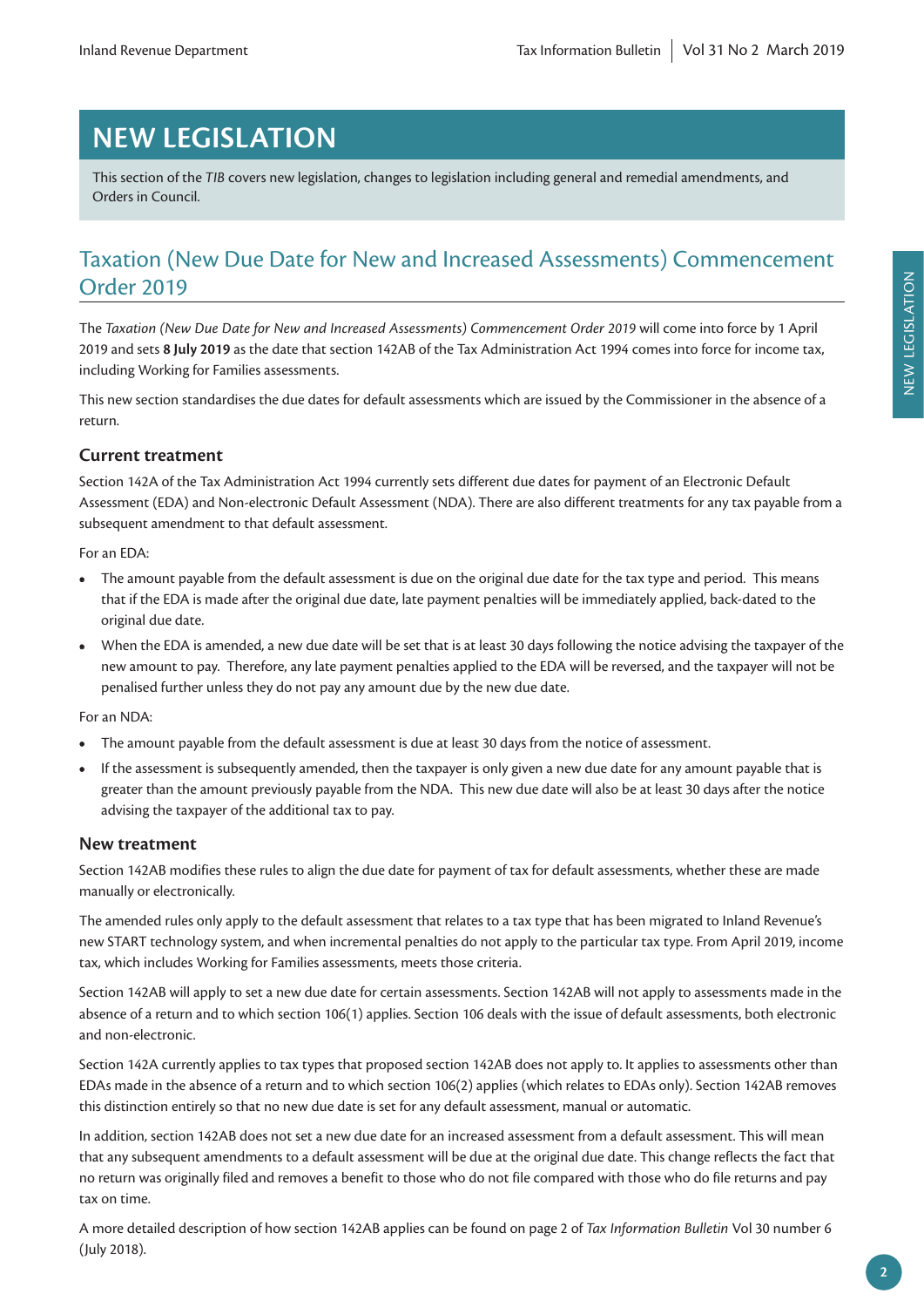# NEW LEGISLATION

This section of the *TIB* covers new legislation, changes to legislation including general and remedial amendments, and Orders in Council.

## Taxation (New Due Date for New and Increased Assessments) Commencement Order 2019

The *Taxation (New Due Date for New and Increased Assessments) Commencement Order 2019* will come into force by 1 April 2019 and sets **8 July 2019** as the date that section 142AB of the Tax Administration Act 1994 comes into force for income tax, including Working for Families assessments.

This new section standardises the due dates for default assessments which are issued by the Commissioner in the absence of a return.

### Current treatment

Section 142A of the Tax Administration Act 1994 currently sets different due dates for payment of an Electronic Default Assessment (EDA) and Non-electronic Default Assessment (NDA). There are also different treatments for any tax payable from a subsequent amendment to that default assessment.

For an EDA:

- The amount payable from the default assessment is due on the original due date for the tax type and period. This means that if the EDA is made after the original due date, late payment penalties will be immediately applied, back-dated to the original due date.
- When the EDA is amended, a new due date will be set that is at least 30 days following the notice advising the taxpayer of the new amount to pay. Therefore, any late payment penalties applied to the EDA will be reversed, and the taxpayer will not be penalised further unless they do not pay any amount due by the new due date.

For an NDA:

- The amount payable from the default assessment is due at least 30 days from the notice of assessment.
- If the assessment is subsequently amended, then the taxpayer is only given a new due date for any amount payable that is greater than the amount previously payable from the NDA. This new due date will also be at least 30 days after the notice advising the taxpayer of the additional tax to pay.

### New treatment

Section 142AB modifies these rules to align the due date for payment of tax for default assessments, whether these are made manually or electronically.

The amended rules only apply to the default assessment that relates to a tax type that has been migrated to Inland Revenue's new START technology system, and when incremental penalties do not apply to the particular tax type. From April 2019, income tax, which includes Working for Families assessments, meets those criteria.

Section 142AB will apply to set a new due date for certain assessments. Section 142AB will not apply to assessments made in the absence of a return and to which section 106(1) applies. Section 106 deals with the issue of default assessments, both electronic and non-electronic.

Section 142A currently applies to tax types that proposed section 142AB does not apply to. It applies to assessments other than EDAs made in the absence of a return and to which section 106(2) applies (which relates to EDAs only). Section 142AB removes this distinction entirely so that no new due date is set for any default assessment, manual or automatic.

In addition, section 142AB does not set a new due date for an increased assessment from a default assessment. This will mean that any subsequent amendments to a default assessment will be due at the original due date. This change reflects the fact that no return was originally filed and removes a benefit to those who do not file compared with those who do file returns and pay tax on time.

A more detailed description of how section 142AB applies can be found on page 2 of *Tax Information Bulletin* Vol 30 number 6 (July 2018).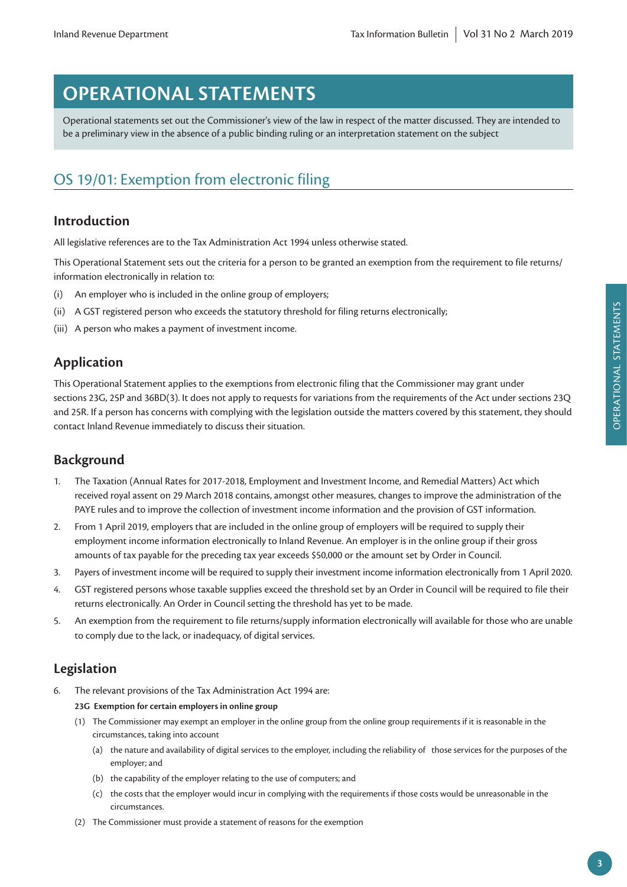# OPERATIONAL STATEMENTS

Operational statements set out the Commissioner's view of the law in respect of the matter discussed. They are intended to be a preliminary view in the absence of a public binding ruling or an interpretation statement on the subject

## OS 19/01: Exemption from electronic filing

### Introduction

All legislative references are to the Tax Administration Act 1994 unless otherwise stated.

This Operational Statement sets out the criteria for a person to be granted an exemption from the requirement to file returns/information electronically in relation to:

(i) An employer who is included in the online group of employers;

(ii) A GST registered person who exceeds the statutory threshold for filing returns electronically;

(iii) A person who makes a payment of investment income.

### Application

This Operational Statement applies to the exemptions from electronic filing that the Commissioner may grant under sections 23G, 25P and 36BD(3). It does not apply to requests for variations from the requirements of the Act under sections 23Q and 25R. If a person has concerns with complying with the legislation outside the matters covered by this statement, they should contact Inland Revenue immediately to discuss their situation.

### Background

1. The Taxation (Annual Rates for 2017-2018, Employment and Investment Income, and Remedial Matters) Act which received royal assent on 29 March 2018 contains, amongst other measures, changes to improve the administration of the PAYE rules and to improve the collection of investment income information and the provision of GST information.
2. From 1 April 2019, employers that are included in the online group of employers will be required to supply their employment income information electronically to Inland Revenue. An employer is in the online group if their gross amounts of tax payable for the preceding tax year exceeds $50,000 or the amount set by Order in Council.
3. Payers of investment income will be required to supply their investment income information electronically from 1 April 2020.
4. GST registered persons whose taxable supplies exceed the threshold set by an Order in Council will be required to file their returns electronically. An Order in Council setting the threshold has yet to be made.
5. An exemption from the requirement to file returns/supply information electronically will available for those who are unable to comply due to the lack, or inadequacy, of digital services.

### Legislation

6. The relevant provisions of the Tax Administration Act 1994 are:

**23G Exemption for certain employers in online group**

(1) The Commissioner may exempt an employer in the online group from the online group requirements if it is reasonable in the circumstances, taking into account

(a) the nature and availability of digital services to the employer, including the reliability of those services for the purposes of the employer; and

(b) the capability of the employer relating to the use of computers; and

(c) the costs that the employer would incur in complying with the requirements if those costs would be unreasonable in the circumstances.

(2) The Commissioner must provide a statement of reasons for the exemption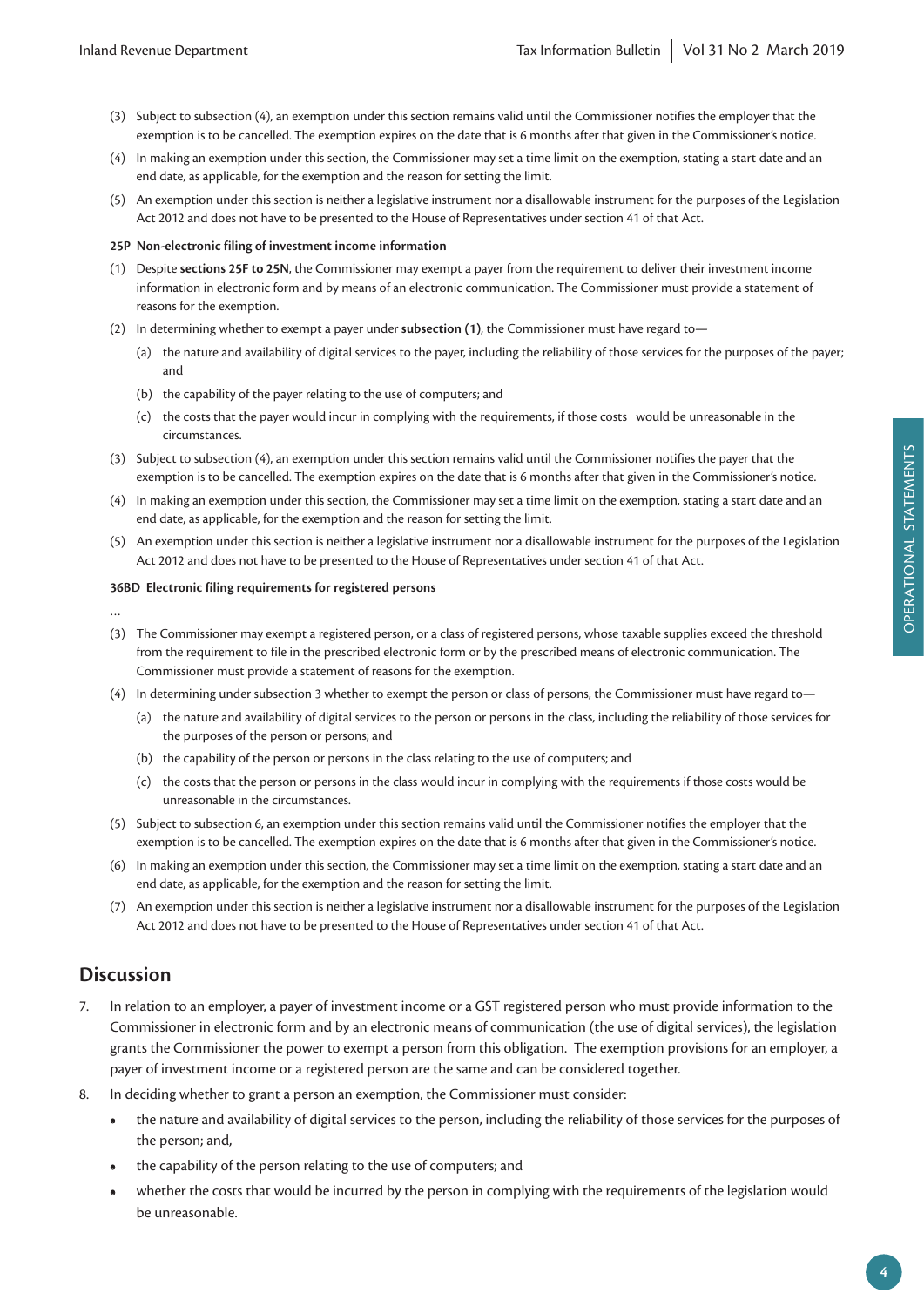(3) Subject to subsection (4), an exemption under this section remains valid until the Commissioner notifies the employer that the exemption is to be cancelled. The exemption expires on the date that is 6 months after that given in the Commissioner's notice.

(4) In making an exemption under this section, the Commissioner may set a time limit on the exemption, stating a start date and an end date, as applicable, for the exemption and the reason for setting the limit.

(5) An exemption under this section is neither a legislative instrument nor a disallowable instrument for the purposes of the Legislation Act 2012 and does not have to be presented to the House of Representatives under section 41 of that Act.

**25P Non-electronic filing of investment income information**

(1) Despite **sections 25F to 25N**, the Commissioner may exempt a payer from the requirement to deliver their investment income information in electronic form and by means of an electronic communication. The Commissioner must provide a statement of reasons for the exemption.

(2) In determining whether to exempt a payer under **subsection (1)**, the Commissioner must have regard to—

- (a) the nature and availability of digital services to the payer, including the reliability of those services for the purposes of the payer; and
- (b) the capability of the payer relating to the use of computers; and
- (c) the costs that the payer would incur in complying with the requirements, if those costs would be unreasonable in the circumstances.

(3) Subject to subsection (4), an exemption under this section remains valid until the Commissioner notifies the payer that the exemption is to be cancelled. The exemption expires on the date that is 6 months after that given in the Commissioner's notice.

(4) In making an exemption under this section, the Commissioner may set a time limit on the exemption, stating a start date and an end date, as applicable, for the exemption and the reason for setting the limit.

(5) An exemption under this section is neither a legislative instrument nor a disallowable instrument for the purposes of the Legislation Act 2012 and does not have to be presented to the House of Representatives under section 41 of that Act.

**36BD Electronic filing requirements for registered persons**

…

(3) The Commissioner may exempt a registered person, or a class of registered persons, whose taxable supplies exceed the threshold from the requirement to file in the prescribed electronic form or by the prescribed means of electronic communication. The Commissioner must provide a statement of reasons for the exemption.

(4) In determining under subsection 3 whether to exempt the person or class of persons, the Commissioner must have regard to—

- (a) the nature and availability of digital services to the person or persons in the class, including the reliability of those services for the purposes of the person or persons; and
- (b) the capability of the person or persons in the class relating to the use of computers; and
- (c) the costs that the person or persons in the class would incur in complying with the requirements if those costs would be unreasonable in the circumstances.

(5) Subject to subsection 6, an exemption under this section remains valid until the Commissioner notifies the employer that the exemption is to be cancelled. The exemption expires on the date that is 6 months after that given in the Commissioner's notice.

(6) In making an exemption under this section, the Commissioner may set a time limit on the exemption, stating a start date and an end date, as applicable, for the exemption and the reason for setting the limit.

(7) An exemption under this section is neither a legislative instrument nor a disallowable instrument for the purposes of the Legislation Act 2012 and does not have to be presented to the House of Representatives under section 41 of that Act.

## Discussion

7. In relation to an employer, a payer of investment income or a GST registered person who must provide information to the Commissioner in electronic form and by an electronic means of communication (the use of digital services), the legislation grants the Commissioner the power to exempt a person from this obligation. The exemption provisions for an employer, a payer of investment income or a registered person are the same and can be considered together.

8. In deciding whether to grant a person an exemption, the Commissioner must consider:
   - the nature and availability of digital services to the person, including the reliability of those services for the purposes of the person; and,
   - the capability of the person relating to the use of computers; and
   - whether the costs that would be incurred by the person in complying with the requirements of the legislation would be unreasonable.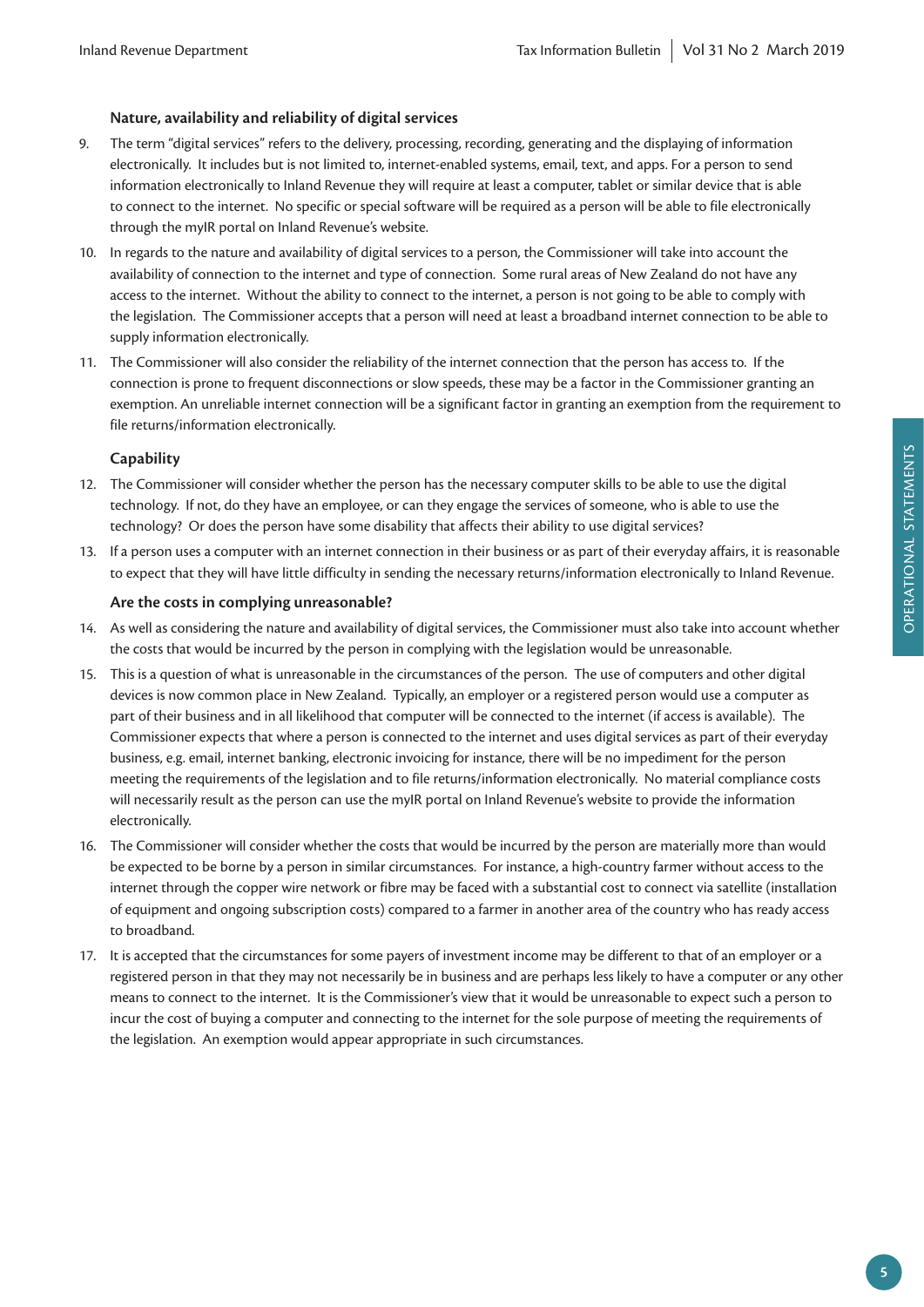### Nature, availability and reliability of digital services

9. The term "digital services" refers to the delivery, processing, recording, generating and the displaying of information electronically. It includes but is not limited to, internet-enabled systems, email, text, and apps. For a person to send information electronically to Inland Revenue they will require at least a computer, tablet or similar device that is able to connect to the internet. No specific or special software will be required as a person will be able to file electronically through the myIR portal on Inland Revenue's website.
10. In regards to the nature and availability of digital services to a person, the Commissioner will take into account the availability of connection to the internet and type of connection. Some rural areas of New Zealand do not have any access to the internet. Without the ability to connect to the internet, a person is not going to be able to comply with the legislation. The Commissioner accepts that a person will need at least a broadband internet connection to be able to supply information electronically.
11. The Commissioner will also consider the reliability of the internet connection that the person has access to. If the connection is prone to frequent disconnections or slow speeds, these may be a factor in the Commissioner granting an exemption. An unreliable internet connection will be a significant factor in granting an exemption from the requirement to file returns/information electronically.

### Capability

12. The Commissioner will consider whether the person has the necessary computer skills to be able to use the digital technology. If not, do they have an employee, or can they engage the services of someone, who is able to use the technology? Or does the person have some disability that affects their ability to use digital services?
13. If a person uses a computer with an internet connection in their business or as part of their everyday affairs, it is reasonable to expect that they will have little difficulty in sending the necessary returns/information electronically to Inland Revenue.

### Are the costs in complying unreasonable?

14. As well as considering the nature and availability of digital services, the Commissioner must also take into account whether the costs that would be incurred by the person in complying with the legislation would be unreasonable.
15. This is a question of what is unreasonable in the circumstances of the person. The use of computers and other digital devices is now common place in New Zealand. Typically, an employer or a registered person would use a computer as part of their business and in all likelihood that computer will be connected to the internet (if access is available). The Commissioner expects that where a person is connected to the internet and uses digital services as part of their everyday business, e.g. email, internet banking, electronic invoicing for instance, there will be no impediment for the person meeting the requirements of the legislation and to file returns/information electronically. No material compliance costs will necessarily result as the person can use the myIR portal on Inland Revenue's website to provide the information electronically.
16. The Commissioner will consider whether the costs that would be incurred by the person are materially more than would be expected to be borne by a person in similar circumstances. For instance, a high-country farmer without access to the internet through the copper wire network or fibre may be faced with a substantial cost to connect via satellite (installation of equipment and ongoing subscription costs) compared to a farmer in another area of the country who has ready access to broadband.
17. It is accepted that the circumstances for some payers of investment income may be different to that of an employer or a registered person in that they may not necessarily be in business and are perhaps less likely to have a computer or any other means to connect to the internet. It is the Commissioner's view that it would be unreasonable to expect such a person to incur the cost of buying a computer and connecting to the internet for the sole purpose of meeting the requirements of the legislation. An exemption would appear appropriate in such circumstances.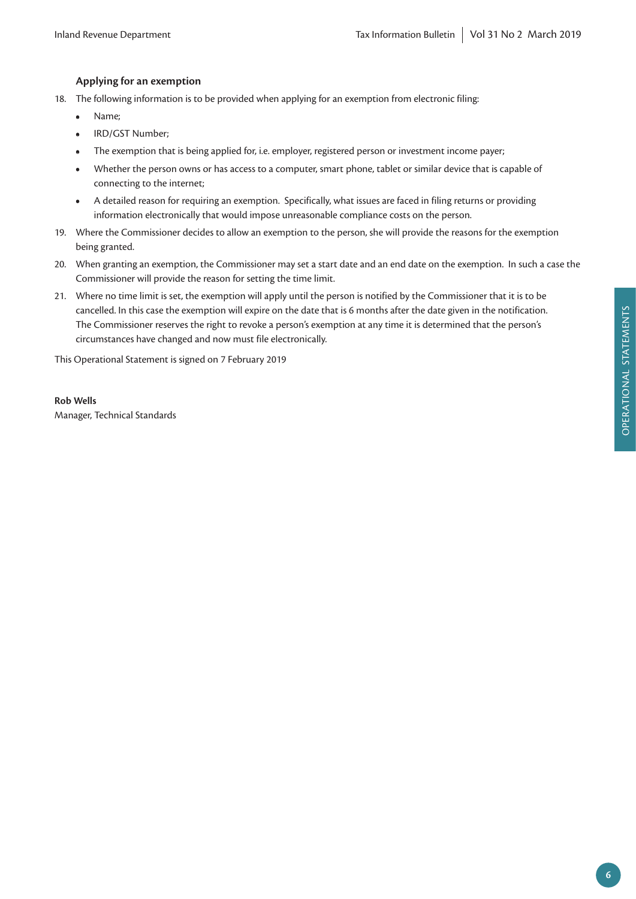### Applying for an exemption

18. The following information is to be provided when applying for an exemption from electronic filing:
    - Name;
    - IRD/GST Number;
    - The exemption that is being applied for, i.e. employer, registered person or investment income payer;
    - Whether the person owns or has access to a computer, smart phone, tablet or similar device that is capable of connecting to the internet;
    - A detailed reason for requiring an exemption. Specifically, what issues are faced in filing returns or providing information electronically that would impose unreasonable compliance costs on the person.
19. Where the Commissioner decides to allow an exemption to the person, she will provide the reasons for the exemption being granted.
20. When granting an exemption, the Commissioner may set a start date and an end date on the exemption. In such a case the Commissioner will provide the reason for setting the time limit.
21. Where no time limit is set, the exemption will apply until the person is notified by the Commissioner that it is to be cancelled. In this case the exemption will expire on the date that is 6 months after the date given in the notification. The Commissioner reserves the right to revoke a person's exemption at any time it is determined that the person's circumstances have changed and now must file electronically.

This Operational Statement is signed on 7 February 2019

**Rob Wells**
Manager, Technical Standards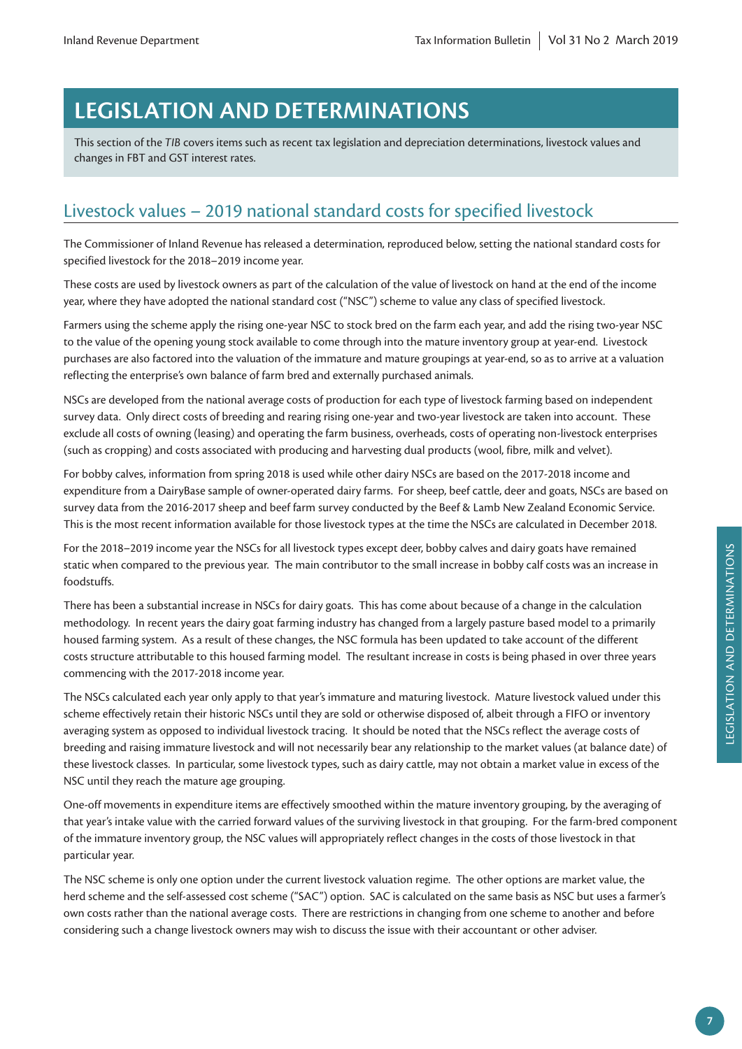# LEGISLATION AND DETERMINATIONS

This section of the *TIB* covers items such as recent tax legislation and depreciation determinations, livestock values and changes in FBT and GST interest rates.

## Livestock values – 2019 national standard costs for specified livestock

The Commissioner of Inland Revenue has released a determination, reproduced below, setting the national standard costs for specified livestock for the 2018–2019 income year.

These costs are used by livestock owners as part of the calculation of the value of livestock on hand at the end of the income year, where they have adopted the national standard cost ("NSC") scheme to value any class of specified livestock.

Farmers using the scheme apply the rising one-year NSC to stock bred on the farm each year, and add the rising two-year NSC to the value of the opening young stock available to come through into the mature inventory group at year-end. Livestock purchases are also factored into the valuation of the immature and mature groupings at year-end, so as to arrive at a valuation reflecting the enterprise's own balance of farm bred and externally purchased animals.

NSCs are developed from the national average costs of production for each type of livestock farming based on independent survey data. Only direct costs of breeding and rearing rising one-year and two-year livestock are taken into account. These exclude all costs of owning (leasing) and operating the farm business, overheads, costs of operating non-livestock enterprises (such as cropping) and costs associated with producing and harvesting dual products (wool, fibre, milk and velvet).

For bobby calves, information from spring 2018 is used while other dairy NSCs are based on the 2017-2018 income and expenditure from a DairyBase sample of owner-operated dairy farms. For sheep, beef cattle, deer and goats, NSCs are based on survey data from the 2016-2017 sheep and beef farm survey conducted by the Beef & Lamb New Zealand Economic Service. This is the most recent information available for those livestock types at the time the NSCs are calculated in December 2018.

For the 2018–2019 income year the NSCs for all livestock types except deer, bobby calves and dairy goats have remained static when compared to the previous year. The main contributor to the small increase in bobby calf costs was an increase in foodstuffs.

There has been a substantial increase in NSCs for dairy goats. This has come about because of a change in the calculation methodology. In recent years the dairy goat farming industry has changed from a largely pasture based model to a primarily housed farming system. As a result of these changes, the NSC formula has been updated to take account of the different costs structure attributable to this housed farming model. The resultant increase in costs is being phased in over three years commencing with the 2017-2018 income year.

The NSCs calculated each year only apply to that year's immature and maturing livestock. Mature livestock valued under this scheme effectively retain their historic NSCs until they are sold or otherwise disposed of, albeit through a FIFO or inventory averaging system as opposed to individual livestock tracing. It should be noted that the NSCs reflect the average costs of breeding and raising immature livestock and will not necessarily bear any relationship to the market values (at balance date) of these livestock classes. In particular, some livestock types, such as dairy cattle, may not obtain a market value in excess of the NSC until they reach the mature age grouping.

One-off movements in expenditure items are effectively smoothed within the mature inventory grouping, by the averaging of that year's intake value with the carried forward values of the surviving livestock in that grouping. For the farm-bred component of the immature inventory group, the NSC values will appropriately reflect changes in the costs of those livestock in that particular year.

The NSC scheme is only one option under the current livestock valuation regime. The other options are market value, the herd scheme and the self-assessed cost scheme ("SAC") option. SAC is calculated on the same basis as NSC but uses a farmer's own costs rather than the national average costs. There are restrictions in changing from one scheme to another and before considering such a change livestock owners may wish to discuss the issue with their accountant or other adviser.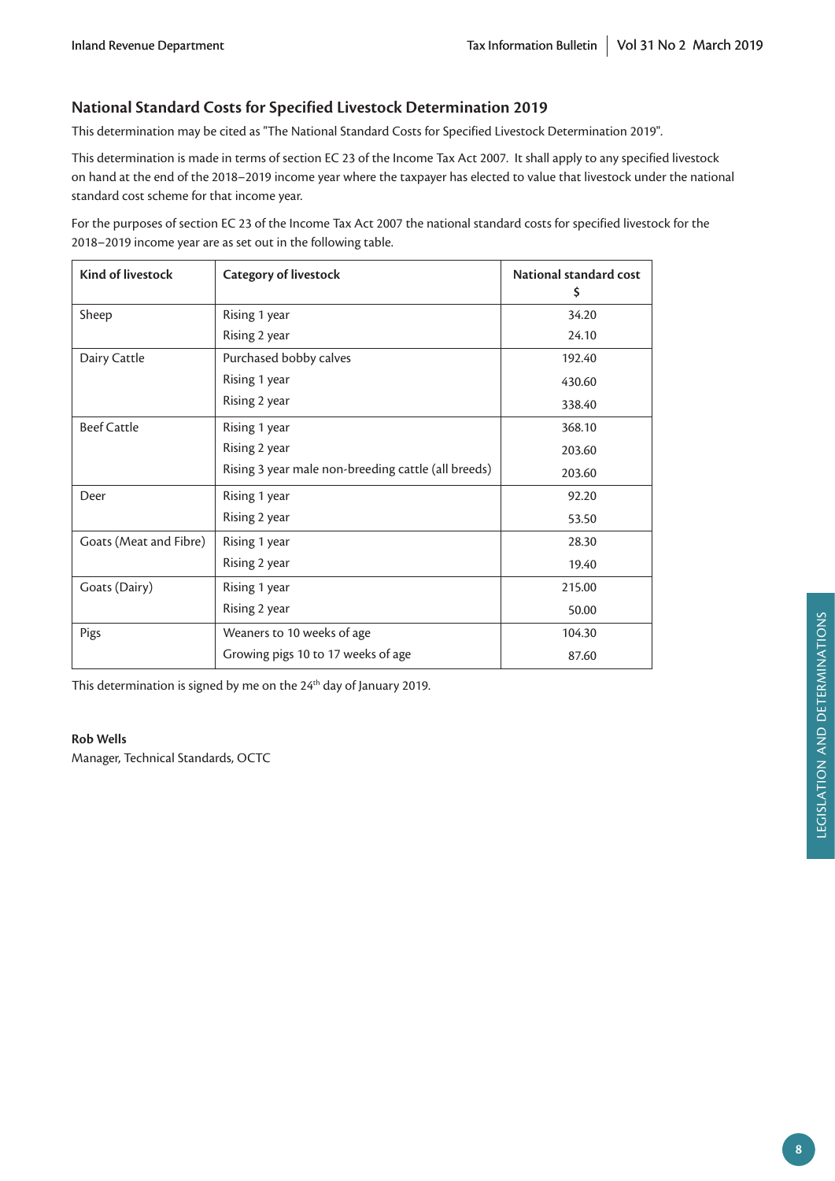## National Standard Costs for Specified Livestock Determination 2019

This determination may be cited as "The National Standard Costs for Specified Livestock Determination 2019".

This determination is made in terms of section EC 23 of the Income Tax Act 2007. It shall apply to any specified livestock on hand at the end of the 2018–2019 income year where the taxpayer has elected to value that livestock under the national standard cost scheme for that income year.

For the purposes of section EC 23 of the Income Tax Act 2007 the national standard costs for specified livestock for the 2018–2019 income year are as set out in the following table.

| Kind of livestock | Category of livestock | National standard cost $ |
|---|---|---|
| Sheep | Rising 1 year | 34.20 |
| | Rising 2 year | 24.10 |
| Dairy Cattle | Purchased bobby calves | 192.40 |
| | Rising 1 year | 430.60 |
| | Rising 2 year | 338.40 |
| Beef Cattle | Rising 1 year | 368.10 |
| | Rising 2 year | 203.60 |
| | Rising 3 year male non-breeding cattle (all breeds) | 203.60 |
| Deer | Rising 1 year | 92.20 |
| | Rising 2 year | 53.50 |
| Goats (Meat and Fibre) | Rising 1 year | 28.30 |
| | Rising 2 year | 19.40 |
| Goats (Dairy) | Rising 1 year | 215.00 |
| | Rising 2 year | 50.00 |
| Pigs | Weaners to 10 weeks of age | 104.30 |
| | Growing pigs 10 to 17 weeks of age | 87.60 |

This determination is signed by me on the 24th day of January 2019.

**Rob Wells**
Manager, Technical Standards, OCTC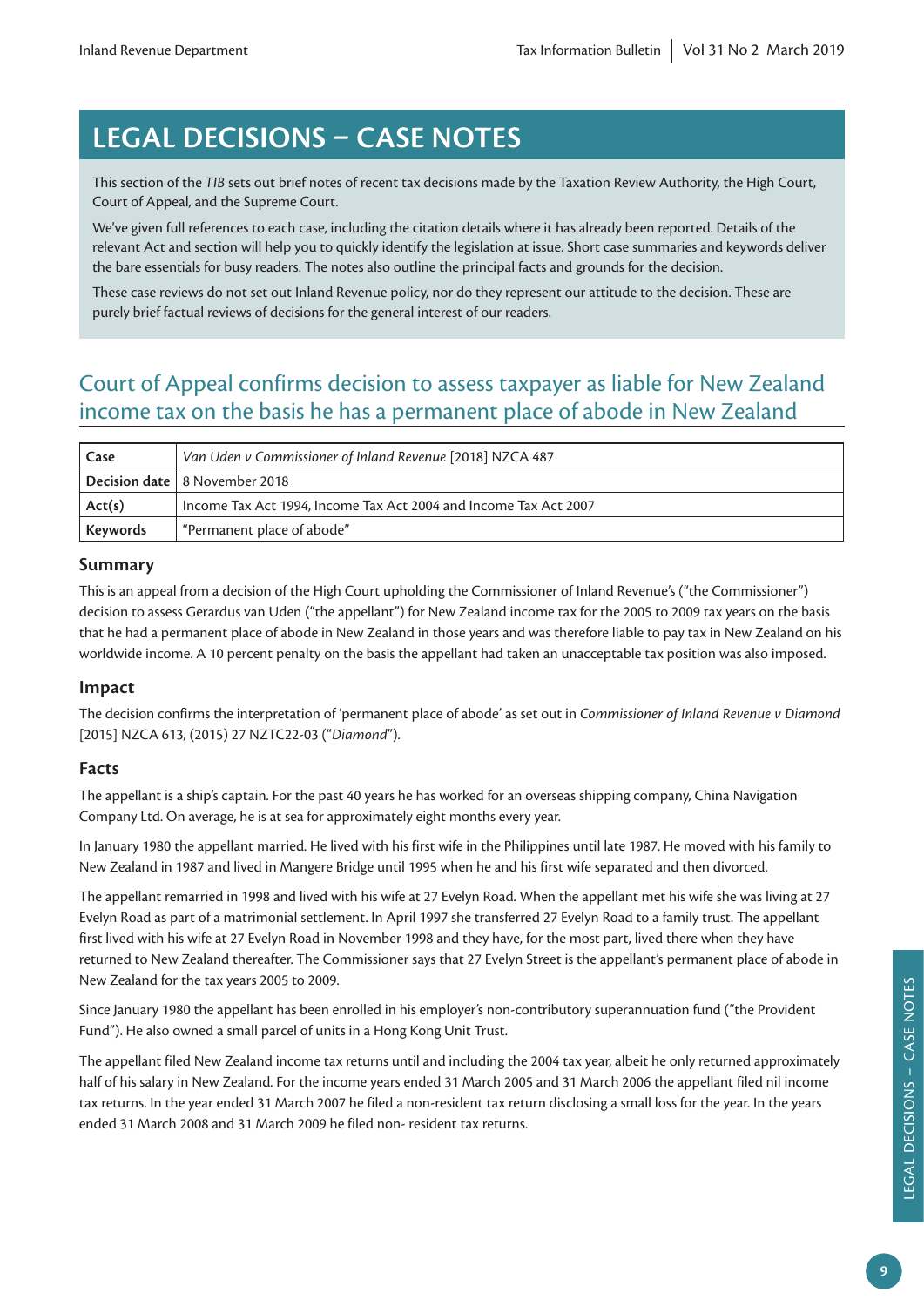# LEGAL DECISIONS – CASE NOTES

This section of the *TIB* sets out brief notes of recent tax decisions made by the Taxation Review Authority, the High Court, Court of Appeal, and the Supreme Court.

We've given full references to each case, including the citation details where it has already been reported. Details of the relevant Act and section will help you to quickly identify the legislation at issue. Short case summaries and keywords deliver the bare essentials for busy readers. The notes also outline the principal facts and grounds for the decision.

These case reviews do not set out Inland Revenue policy, nor do they represent our attitude to the decision. These are purely brief factual reviews of decisions for the general interest of our readers.

## Court of Appeal confirms decision to assess taxpayer as liable for New Zealand income tax on the basis he has a permanent place of abode in New Zealand

| | |
|---|---|
| **Case** | *Van Uden v Commissioner of Inland Revenue* [2018] NZCA 487 |
| **Decision date** | 8 November 2018 |
| **Act(s)** | Income Tax Act 1994, Income Tax Act 2004 and Income Tax Act 2007 |
| **Keywords** | "Permanent place of abode" |

### Summary

This is an appeal from a decision of the High Court upholding the Commissioner of Inland Revenue's ("the Commissioner") decision to assess Gerardus van Uden ("the appellant") for New Zealand income tax for the 2005 to 2009 tax years on the basis that he had a permanent place of abode in New Zealand in those years and was therefore liable to pay tax in New Zealand on his worldwide income. A 10 percent penalty on the basis the appellant had taken an unacceptable tax position was also imposed.

### Impact

The decision confirms the interpretation of 'permanent place of abode' as set out in *Commissioner of Inland Revenue v Diamond* [2015] NZCA 613, (2015) 27 NZTC22-03 ("*Diamond*").

### Facts

The appellant is a ship's captain. For the past 40 years he has worked for an overseas shipping company, China Navigation Company Ltd. On average, he is at sea for approximately eight months every year.

In January 1980 the appellant married. He lived with his first wife in the Philippines until late 1987. He moved with his family to New Zealand in 1987 and lived in Mangere Bridge until 1995 when he and his first wife separated and then divorced.

The appellant remarried in 1998 and lived with his wife at 27 Evelyn Road. When the appellant met his wife she was living at 27 Evelyn Road as part of a matrimonial settlement. In April 1997 she transferred 27 Evelyn Road to a family trust. The appellant first lived with his wife at 27 Evelyn Road in November 1998 and they have, for the most part, lived there when they have returned to New Zealand thereafter. The Commissioner says that 27 Evelyn Street is the appellant's permanent place of abode in New Zealand for the tax years 2005 to 2009.

Since January 1980 the appellant has been enrolled in his employer's non-contributory superannuation fund ("the Provident Fund"). He also owned a small parcel of units in a Hong Kong Unit Trust.

The appellant filed New Zealand income tax returns until and including the 2004 tax year, albeit he only returned approximately half of his salary in New Zealand. For the income years ended 31 March 2005 and 31 March 2006 the appellant filed nil income tax returns. In the year ended 31 March 2007 he filed a non-resident tax return disclosing a small loss for the year. In the years ended 31 March 2008 and 31 March 2009 he filed non- resident tax returns.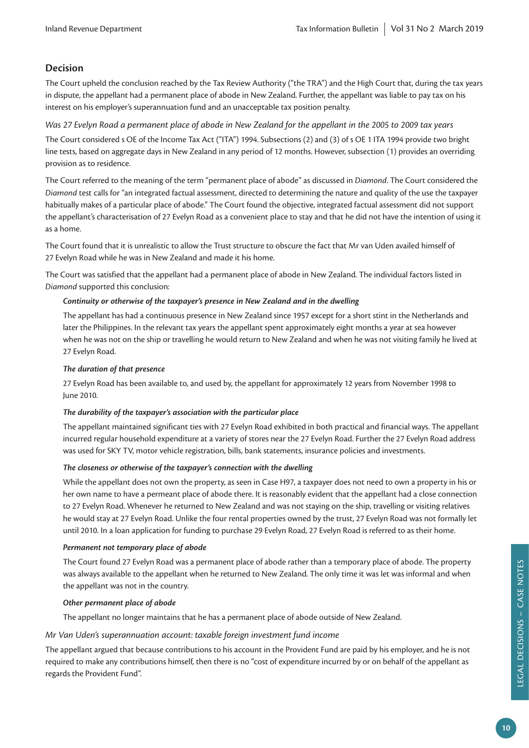## Decision

The Court upheld the conclusion reached by the Tax Review Authority ("the TRA") and the High Court that, during the tax years in dispute, the appellant had a permanent place of abode in New Zealand. Further, the appellant was liable to pay tax on his interest on his employer's superannuation fund and an unacceptable tax position penalty.

*Was 27 Evelyn Road a permanent place of abode in New Zealand for the appellant in the 2005 to 2009 tax years*

The Court considered s OE of the Income Tax Act ("ITA") 1994. Subsections (2) and (3) of s OE 1 ITA 1994 provide two bright line tests, based on aggregate days in New Zealand in any period of 12 months. However, subsection (1) provides an overriding provision as to residence.

The Court referred to the meaning of the term "permanent place of abode" as discussed in *Diamond*. The Court considered the *Diamond* test calls for "an integrated factual assessment, directed to determining the nature and quality of the use the taxpayer habitually makes of a particular place of abode." The Court found the objective, integrated factual assessment did not support the appellant's characterisation of 27 Evelyn Road as a convenient place to stay and that he did not have the intention of using it as a home.

The Court found that it is unrealistic to allow the Trust structure to obscure the fact that Mr van Uden availed himself of 27 Evelyn Road while he was in New Zealand and made it his home.

The Court was satisfied that the appellant had a permanent place of abode in New Zealand. The individual factors listed in *Diamond* supported this conclusion:

***Continuity or otherwise of the taxpayer's presence in New Zealand and in the dwelling***

The appellant has had a continuous presence in New Zealand since 1957 except for a short stint in the Netherlands and later the Philippines. In the relevant tax years the appellant spent approximately eight months a year at sea however when he was not on the ship or travelling he would return to New Zealand and when he was not visiting family he lived at 27 Evelyn Road.

***The duration of that presence***

27 Evelyn Road has been available to, and used by, the appellant for approximately 12 years from November 1998 to June 2010.

***The durability of the taxpayer's association with the particular place***

The appellant maintained significant ties with 27 Evelyn Road exhibited in both practical and financial ways. The appellant incurred regular household expenditure at a variety of stores near the 27 Evelyn Road. Further the 27 Evelyn Road address was used for SKY TV, motor vehicle registration, bills, bank statements, insurance policies and investments.

***The closeness or otherwise of the taxpayer's connection with the dwelling***

While the appellant does not own the property, as seen in Case H97, a taxpayer does not need to own a property in his or her own name to have a permeant place of abode there. It is reasonably evident that the appellant had a close connection to 27 Evelyn Road. Whenever he returned to New Zealand and was not staying on the ship, travelling or visiting relatives he would stay at 27 Evelyn Road. Unlike the four rental properties owned by the trust, 27 Evelyn Road was not formally let until 2010. In a loan application for funding to purchase 29 Evelyn Road, 27 Evelyn Road is referred to as their home.

***Permanent not temporary place of abode***

The Court found 27 Evelyn Road was a permanent place of abode rather than a temporary place of abode. The property was always available to the appellant when he returned to New Zealand. The only time it was let was informal and when the appellant was not in the country.

***Other permanent place of abode***

The appellant no longer maintains that he has a permanent place of abode outside of New Zealand.

*Mr Van Uden's superannuation account: taxable foreign investment fund income*

The appellant argued that because contributions to his account in the Provident Fund are paid by his employer, and he is not required to make any contributions himself, then there is no "cost of expenditure incurred by or on behalf of the appellant as regards the Provident Fund".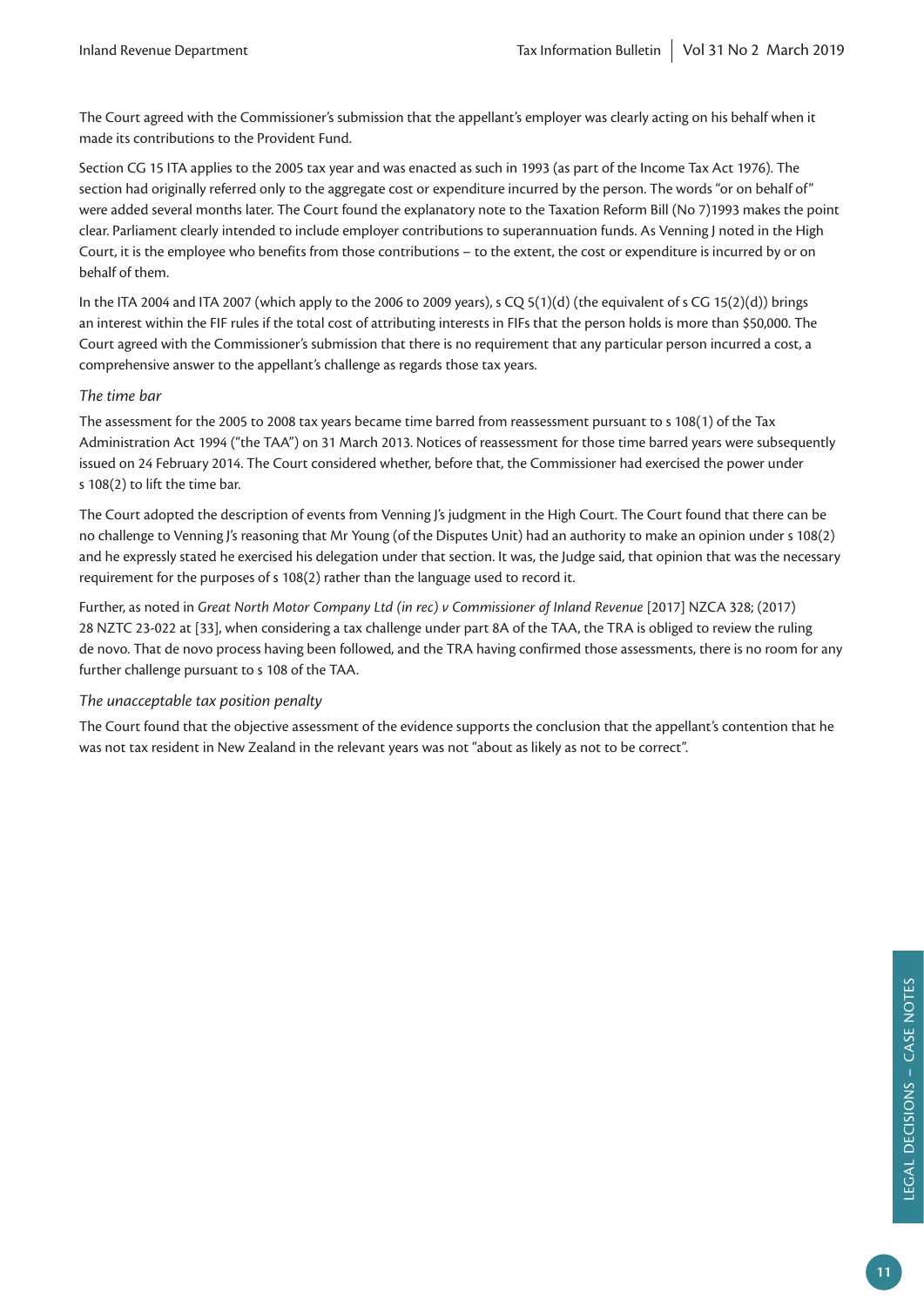The Court agreed with the Commissioner's submission that the appellant's employer was clearly acting on his behalf when it made its contributions to the Provident Fund.

Section CG 15 ITA applies to the 2005 tax year and was enacted as such in 1993 (as part of the Income Tax Act 1976). The section had originally referred only to the aggregate cost or expenditure incurred by the person. The words "or on behalf of" were added several months later. The Court found the explanatory note to the Taxation Reform Bill (No 7)1993 makes the point clear. Parliament clearly intended to include employer contributions to superannuation funds. As Venning J noted in the High Court, it is the employee who benefits from those contributions – to the extent, the cost or expenditure is incurred by or on behalf of them.

In the ITA 2004 and ITA 2007 (which apply to the 2006 to 2009 years), s CQ 5(1)(d) (the equivalent of s CG 15(2)(d)) brings an interest within the FIF rules if the total cost of attributing interests in FIFs that the person holds is more than $50,000. The Court agreed with the Commissioner's submission that there is no requirement that any particular person incurred a cost, a comprehensive answer to the appellant's challenge as regards those tax years.

*The time bar*

The assessment for the 2005 to 2008 tax years became time barred from reassessment pursuant to s 108(1) of the Tax Administration Act 1994 ("the TAA") on 31 March 2013. Notices of reassessment for those time barred years were subsequently issued on 24 February 2014. The Court considered whether, before that, the Commissioner had exercised the power under s 108(2) to lift the time bar.

The Court adopted the description of events from Venning J's judgment in the High Court. The Court found that there can be no challenge to Venning J's reasoning that Mr Young (of the Disputes Unit) had an authority to make an opinion under s 108(2) and he expressly stated he exercised his delegation under that section. It was, the Judge said, that opinion that was the necessary requirement for the purposes of s 108(2) rather than the language used to record it.

Further, as noted in *Great North Motor Company Ltd (in rec) v Commissioner of Inland Revenue* [2017] NZCA 328; (2017) 28 NZTC 23-022 at [33], when considering a tax challenge under part 8A of the TAA, the TRA is obliged to review the ruling de novo. That de novo process having been followed, and the TRA having confirmed those assessments, there is no room for any further challenge pursuant to s 108 of the TAA.

*The unacceptable tax position penalty*

The Court found that the objective assessment of the evidence supports the conclusion that the appellant's contention that he was not tax resident in New Zealand in the relevant years was not "about as likely as not to be correct".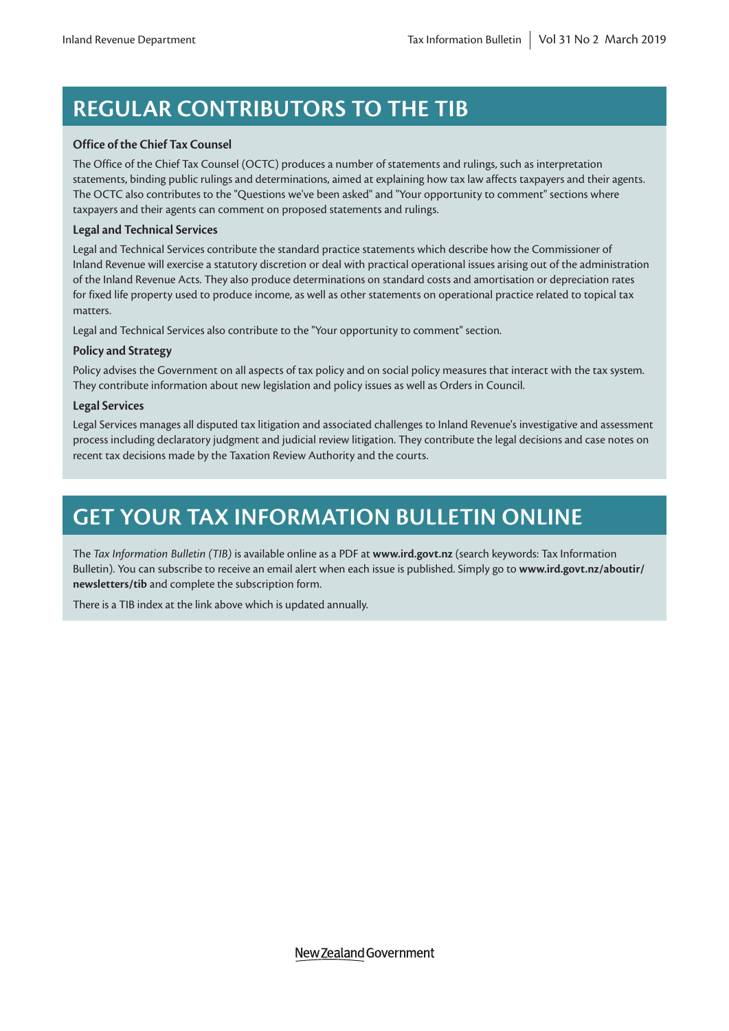# REGULAR CONTRIBUTORS TO THE TIB

### Office of the Chief Tax Counsel

The Office of the Chief Tax Counsel (OCTC) produces a number of statements and rulings, such as interpretation statements, binding public rulings and determinations, aimed at explaining how tax law affects taxpayers and their agents. The OCTC also contributes to the "Questions we've been asked" and "Your opportunity to comment" sections where taxpayers and their agents can comment on proposed statements and rulings.

### Legal and Technical Services

Legal and Technical Services contribute the standard practice statements which describe how the Commissioner of Inland Revenue will exercise a statutory discretion or deal with practical operational issues arising out of the administration of the Inland Revenue Acts. They also produce determinations on standard costs and amortisation or depreciation rates for fixed life property used to produce income, as well as other statements on operational practice related to topical tax matters.

Legal and Technical Services also contribute to the "Your opportunity to comment" section.

### Policy and Strategy

Policy advises the Government on all aspects of tax policy and on social policy measures that interact with the tax system. They contribute information about new legislation and policy issues as well as Orders in Council.

### Legal Services

Legal Services manages all disputed tax litigation and associated challenges to Inland Revenue's investigative and assessment process including declaratory judgment and judicial review litigation. They contribute the legal decisions and case notes on recent tax decisions made by the Taxation Review Authority and the courts.

# GET YOUR TAX INFORMATION BULLETIN ONLINE

The *Tax Information Bulletin (TIB)* is available online as a PDF at **www.ird.govt.nz** (search keywords: Tax Information Bulletin). You can subscribe to receive an email alert when each issue is published. Simply go to **www.ird.govt.nz/aboutir/newsletters/tib** and complete the subscription form.

There is a TIB index at the link above which is updated annually.

New Zealand Government